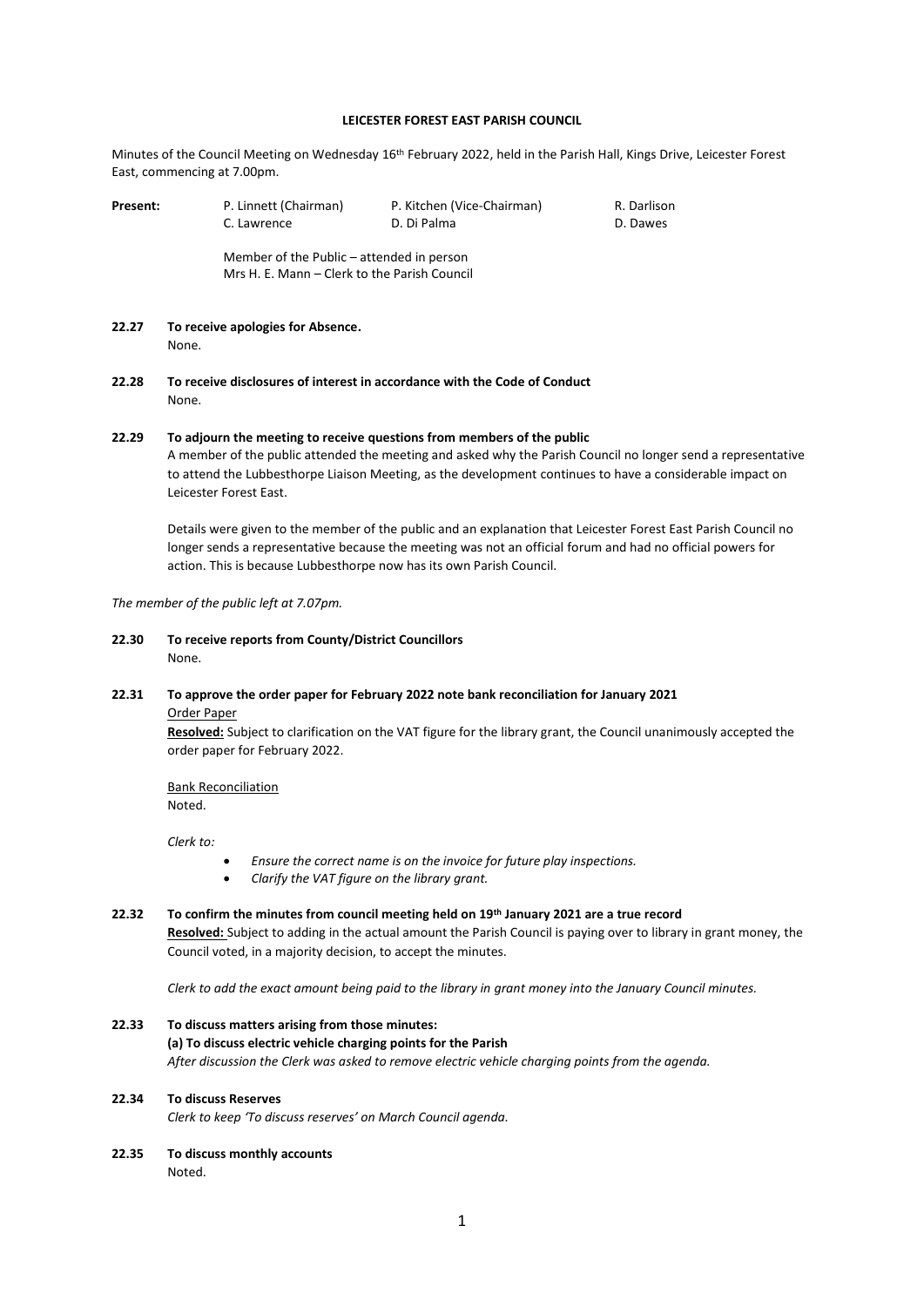# LEICESTER FOREST EAST PARISH COUNCIL

Minutes of the Council Meeting on Wednesday 16th February 2022, held in the Parish Hall, Kings Drive, Leicester Forest East, commencing at 7.00pm.

| **Present:** | P. Linnett (Chairman) | P. Kitchen (Vice-Chairman) | R. Darlison |
|---|---|---|---|
| | C. Lawrence | D. Di Palma | D. Dawes |

Member of the Public – attended in person
Mrs H. E. Mann – Clerk to the Parish Council

**22.27 To receive apologies for Absence.**
None.

**22.28 To receive disclosures of interest in accordance with the Code of Conduct**
None.

**22.29 To adjourn the meeting to receive questions from members of the public**
A member of the public attended the meeting and asked why the Parish Council no longer send a representative to attend the Lubbesthorpe Liaison Meeting, as the development continues to have a considerable impact on Leicester Forest East.

Details were given to the member of the public and an explanation that Leicester Forest East Parish Council no longer sends a representative because the meeting was not an official forum and had no official powers for action. This is because Lubbesthorpe now has its own Parish Council.

*The member of the public left at 7.07pm.*

**22.30 To receive reports from County/District Councillors**
None.

**22.31 To approve the order paper for February 2022 note bank reconciliation for January 2021**

Order Paper

**Resolved:** Subject to clarification on the VAT figure for the library grant, the Council unanimously accepted the order paper for February 2022.

Bank Reconciliation

Noted.

*Clerk to:*

- *Ensure the correct name is on the invoice for future play inspections.*
- *Clarify the VAT figure on the library grant.*

**22.32 To confirm the minutes from council meeting held on 19th January 2021 are a true record**
**Resolved:** Subject to adding in the actual amount the Parish Council is paying over to library in grant money, the Council voted, in a majority decision, to accept the minutes.

*Clerk to add the exact amount being paid to the library in grant money into the January Council minutes.*

**22.33 To discuss matters arising from those minutes:**
**(a) To discuss electric vehicle charging points for the Parish**
*After discussion the Clerk was asked to remove electric vehicle charging points from the agenda.*

**22.34 To discuss Reserves**
*Clerk to keep 'To discuss reserves' on March Council agenda.*

**22.35 To discuss monthly accounts**
Noted.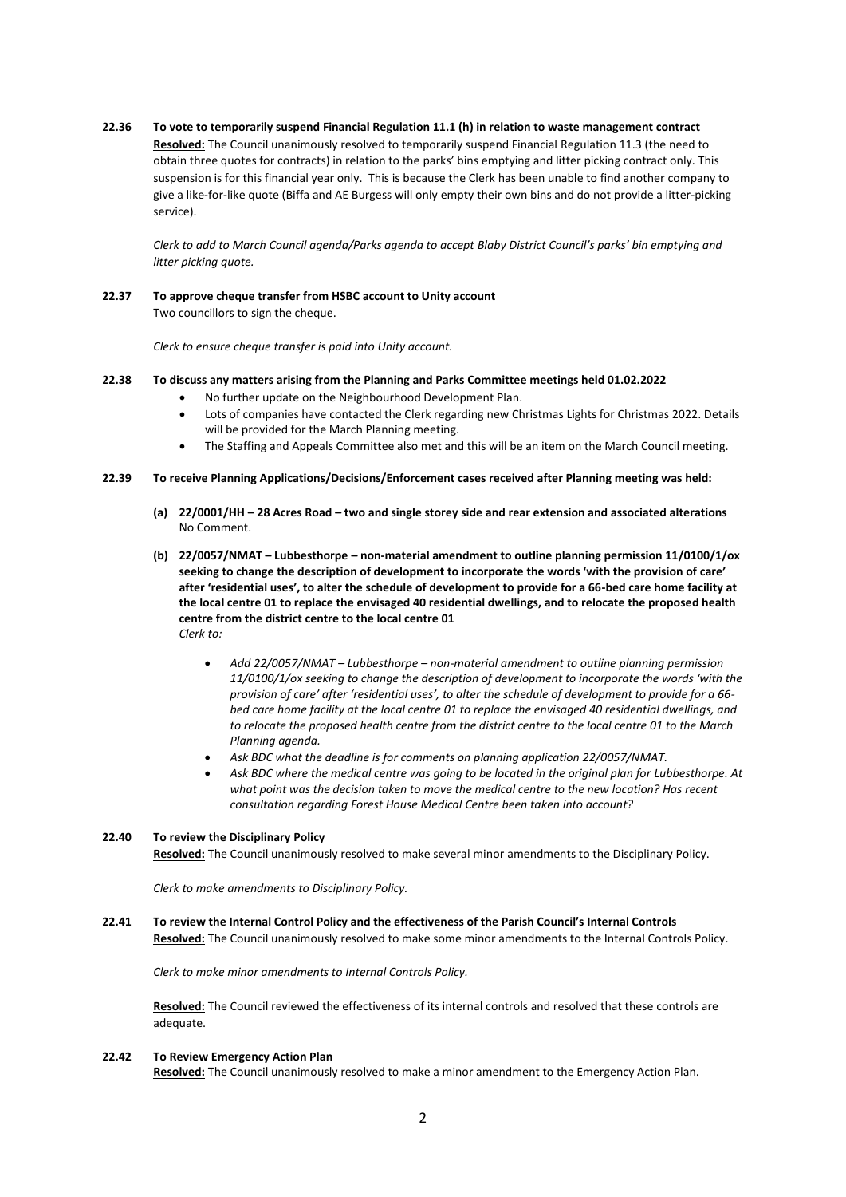**22.36 To vote to temporarily suspend Financial Regulation 11.1 (h) in relation to waste management contract**

**Resolved:** The Council unanimously resolved to temporarily suspend Financial Regulation 11.3 (the need to obtain three quotes for contracts) in relation to the parks' bins emptying and litter picking contract only. This suspension is for this financial year only. This is because the Clerk has been unable to find another company to give a like-for-like quote (Biffa and AE Burgess will only empty their own bins and do not provide a litter-picking service).

*Clerk to add to March Council agenda/Parks agenda to accept Blaby District Council's parks' bin emptying and litter picking quote.*

**22.37 To approve cheque transfer from HSBC account to Unity account**

Two councillors to sign the cheque.

*Clerk to ensure cheque transfer is paid into Unity account.*

**22.38 To discuss any matters arising from the Planning and Parks Committee meetings held 01.02.2022**

- No further update on the Neighbourhood Development Plan.
- Lots of companies have contacted the Clerk regarding new Christmas Lights for Christmas 2022. Details will be provided for the March Planning meeting.
- The Staffing and Appeals Committee also met and this will be an item on the March Council meeting.

**22.39 To receive Planning Applications/Decisions/Enforcement cases received after Planning meeting was held:**

**(a) 22/0001/HH – 28 Acres Road – two and single storey side and rear extension and associated alterations**

No Comment.

**(b) 22/0057/NMAT – Lubbesthorpe – non-material amendment to outline planning permission 11/0100/1/ox seeking to change the description of development to incorporate the words 'with the provision of care' after 'residential uses', to alter the schedule of development to provide for a 66-bed care home facility at the local centre 01 to replace the envisaged 40 residential dwellings, and to relocate the proposed health centre from the district centre to the local centre 01**

*Clerk to:*

- *Add 22/0057/NMAT – Lubbesthorpe – non-material amendment to outline planning permission 11/0100/1/ox seeking to change the description of development to incorporate the words 'with the provision of care' after 'residential uses', to alter the schedule of development to provide for a 66-bed care home facility at the local centre 01 to replace the envisaged 40 residential dwellings, and to relocate the proposed health centre from the district centre to the local centre 01 to the March Planning agenda.*
- *Ask BDC what the deadline is for comments on planning application 22/0057/NMAT.*
- *Ask BDC where the medical centre was going to be located in the original plan for Lubbesthorpe. At what point was the decision taken to move the medical centre to the new location? Has recent consultation regarding Forest House Medical Centre been taken into account?*

**22.40 To review the Disciplinary Policy**

**Resolved:** The Council unanimously resolved to make several minor amendments to the Disciplinary Policy.

*Clerk to make amendments to Disciplinary Policy.*

**22.41 To review the Internal Control Policy and the effectiveness of the Parish Council's Internal Controls**

**Resolved:** The Council unanimously resolved to make some minor amendments to the Internal Controls Policy.

*Clerk to make minor amendments to Internal Controls Policy.*

**Resolved:** The Council reviewed the effectiveness of its internal controls and resolved that these controls are adequate.

**22.42 To Review Emergency Action Plan**

**Resolved:** The Council unanimously resolved to make a minor amendment to the Emergency Action Plan.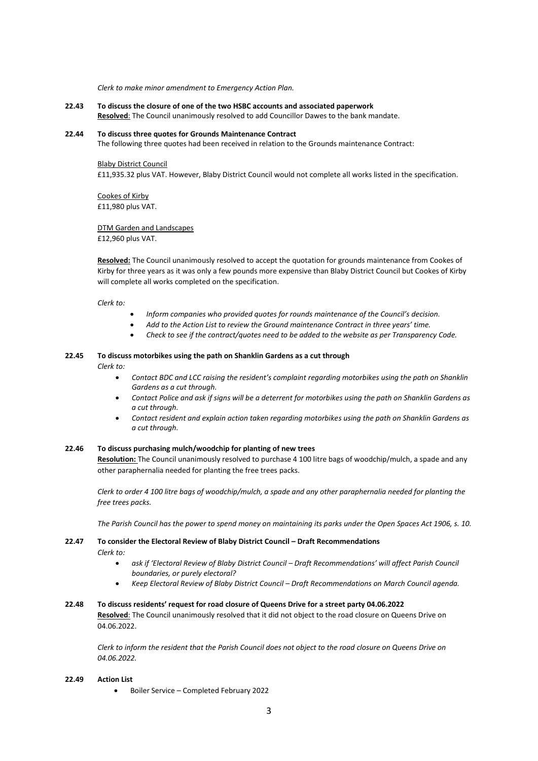*Clerk to make minor amendment to Emergency Action Plan.*

**22.43 To discuss the closure of one of the two HSBC accounts and associated paperwork**

**Resolved**: The Council unanimously resolved to add Councillor Dawes to the bank mandate.

**22.44 To discuss three quotes for Grounds Maintenance Contract**

The following three quotes had been received in relation to the Grounds maintenance Contract:

Blaby District Council
£11,935.32 plus VAT. However, Blaby District Council would not complete all works listed in the specification.

Cookes of Kirby
£11,980 plus VAT.

DTM Garden and Landscapes
£12,960 plus VAT.

**Resolved:** The Council unanimously resolved to accept the quotation for grounds maintenance from Cookes of Kirby for three years as it was only a few pounds more expensive than Blaby District Council but Cookes of Kirby will complete all works completed on the specification.

*Clerk to:*

- *Inform companies who provided quotes for rounds maintenance of the Council's decision.*
- *Add to the Action List to review the Ground maintenance Contract in three years' time.*
- *Check to see if the contract/quotes need to be added to the website as per Transparency Code.*

**22.45 To discuss motorbikes using the path on Shanklin Gardens as a cut through**

*Clerk to:*

- *Contact BDC and LCC raising the resident's complaint regarding motorbikes using the path on Shanklin Gardens as a cut through.*
- *Contact Police and ask if signs will be a deterrent for motorbikes using the path on Shanklin Gardens as a cut through.*
- *Contact resident and explain action taken regarding motorbikes using the path on Shanklin Gardens as a cut through.*

**22.46 To discuss purchasing mulch/woodchip for planting of new trees**

**Resolution:** The Council unanimously resolved to purchase 4 100 litre bags of woodchip/mulch, a spade and any other paraphernalia needed for planting the free trees packs.

*Clerk to order 4 100 litre bags of woodchip/mulch, a spade and any other paraphernalia needed for planting the free trees packs.*

*The Parish Council has the power to spend money on maintaining its parks under the Open Spaces Act 1906, s. 10.*

**22.47 To consider the Electoral Review of Blaby District Council – Draft Recommendations**

*Clerk to:*

- *ask if 'Electoral Review of Blaby District Council – Draft Recommendations' will affect Parish Council boundaries, or purely electoral?*
- *Keep Electoral Review of Blaby District Council – Draft Recommendations on March Council agenda.*

**22.48 To discuss residents' request for road closure of Queens Drive for a street party 04.06.2022**

**Resolved**: The Council unanimously resolved that it did not object to the road closure on Queens Drive on 04.06.2022.

*Clerk to inform the resident that the Parish Council does not object to the road closure on Queens Drive on 04.06.2022.*

**22.49 Action List**

- Boiler Service – Completed February 2022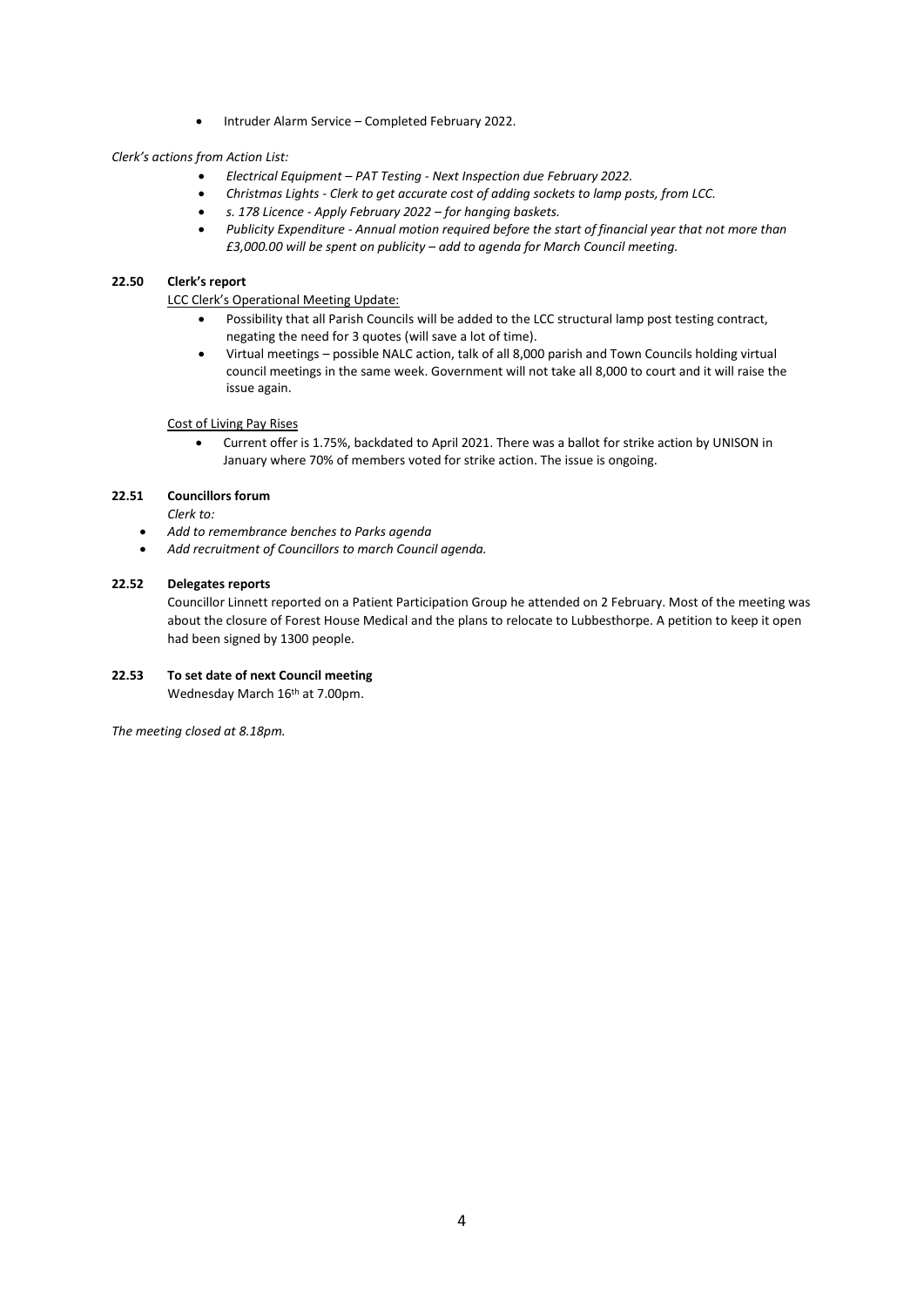- Intruder Alarm Service – Completed February 2022.

*Clerk's actions from Action List:*

- *Electrical Equipment – PAT Testing - Next Inspection due February 2022.*
- *Christmas Lights - Clerk to get accurate cost of adding sockets to lamp posts, from LCC.*
- *s. 178 Licence - Apply February 2022 – for hanging baskets.*
- *Publicity Expenditure - Annual motion required before the start of financial year that not more than £3,000.00 will be spent on publicity – add to agenda for March Council meeting.*

**22.50 Clerk's report**

LCC Clerk's Operational Meeting Update:

- Possibility that all Parish Councils will be added to the LCC structural lamp post testing contract, negating the need for 3 quotes (will save a lot of time).
- Virtual meetings – possible NALC action, talk of all 8,000 parish and Town Councils holding virtual council meetings in the same week. Government will not take all 8,000 to court and it will raise the issue again.

Cost of Living Pay Rises

- Current offer is 1.75%, backdated to April 2021. There was a ballot for strike action by UNISON in January where 70% of members voted for strike action. The issue is ongoing.

**22.51 Councillors forum**

*Clerk to:*

- *Add to remembrance benches to Parks agenda*
- *Add recruitment of Councillors to march Council agenda.*

**22.52 Delegates reports**

Councillor Linnett reported on a Patient Participation Group he attended on 2 February. Most of the meeting was about the closure of Forest House Medical and the plans to relocate to Lubbesthorpe. A petition to keep it open had been signed by 1300 people.

**22.53 To set date of next Council meeting**

Wednesday March 16th at 7.00pm.

*The meeting closed at 8.18pm.*